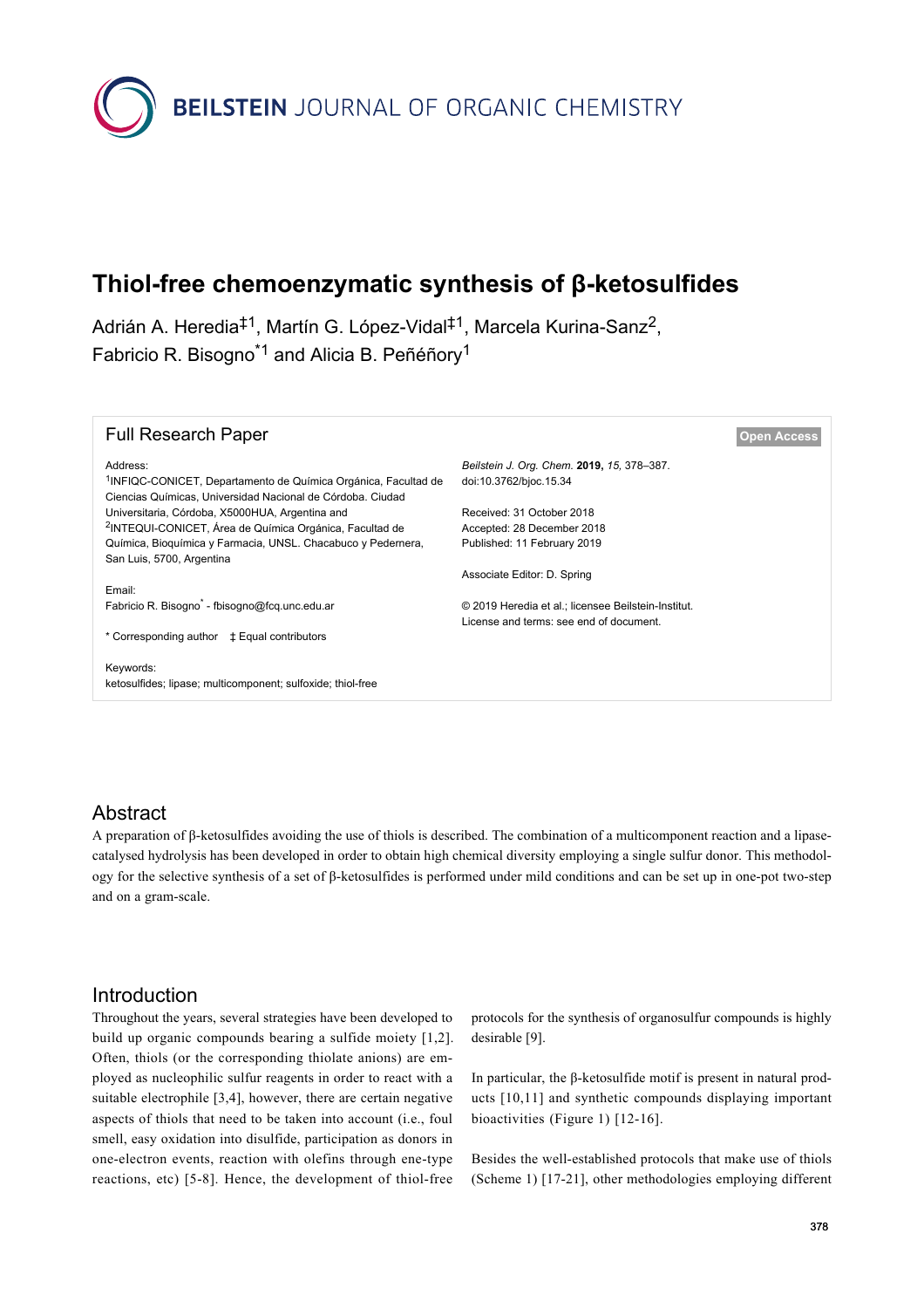# Thiol-free chemoenzymatic synthesis of β-ketosulfides

Adrián A. Heredia[‡1], Martín G. López-Vidal[‡1], Marcela Kurina-Sanz[2], Fabricio R. Bisogno[*1] and Alicia B. Peñéñory[1]

Full Research Paper

Open Access

Address:
[1]INFIQC-CONICET, Departamento de Química Orgánica, Facultad de Ciencias Químicas, Universidad Nacional de Córdoba. Ciudad Universitaria, Córdoba, X5000HUA, Argentina and
[2]INTEQUI-CONICET, Área de Química Orgánica, Facultad de Química, Bioquímica y Farmacia, UNSL. Chacabuco y Pedernera, San Luis, 5700, Argentina

Email:
Fabricio R. Bisogno[*] - fbisogno@fcq.unc.edu.ar

\* Corresponding author ‡ Equal contributors

Keywords:
ketosulfides; lipase; multicomponent; sulfoxide; thiol-free

*Beilstein J. Org. Chem.* **2019,** *15,* 378–387.
doi:10.3762/bjoc.15.34

Received: 31 October 2018
Accepted: 28 December 2018
Published: 11 February 2019

Associate Editor: D. Spring

© 2019 Heredia et al.; licensee Beilstein-Institut.
License and terms: see end of document.

## Abstract

A preparation of β-ketosulfides avoiding the use of thiols is described. The combination of a multicomponent reaction and a lipase-catalysed hydrolysis has been developed in order to obtain high chemical diversity employing a single sulfur donor. This methodology for the selective synthesis of a set of β-ketosulfides is performed under mild conditions and can be set up in one-pot two-step and on a gram-scale.

## Introduction

Throughout the years, several strategies have been developed to build up organic compounds bearing a sulfide moiety [1,2]. Often, thiols (or the corresponding thiolate anions) are employed as nucleophilic sulfur reagents in order to react with a suitable electrophile [3,4], however, there are certain negative aspects of thiols that need to be taken into account (i.e., foul smell, easy oxidation into disulfide, participation as donors in one-electron events, reaction with olefins through ene-type reactions, etc) [5-8]. Hence, the development of thiol-free protocols for the synthesis of organosulfur compounds is highly desirable [9].

In particular, the β-ketosulfide motif is present in natural products [10,11] and synthetic compounds displaying important bioactivities (Figure 1) [12-16].

Besides the well-established protocols that make use of thiols (Scheme 1) [17-21], other methodologies employing different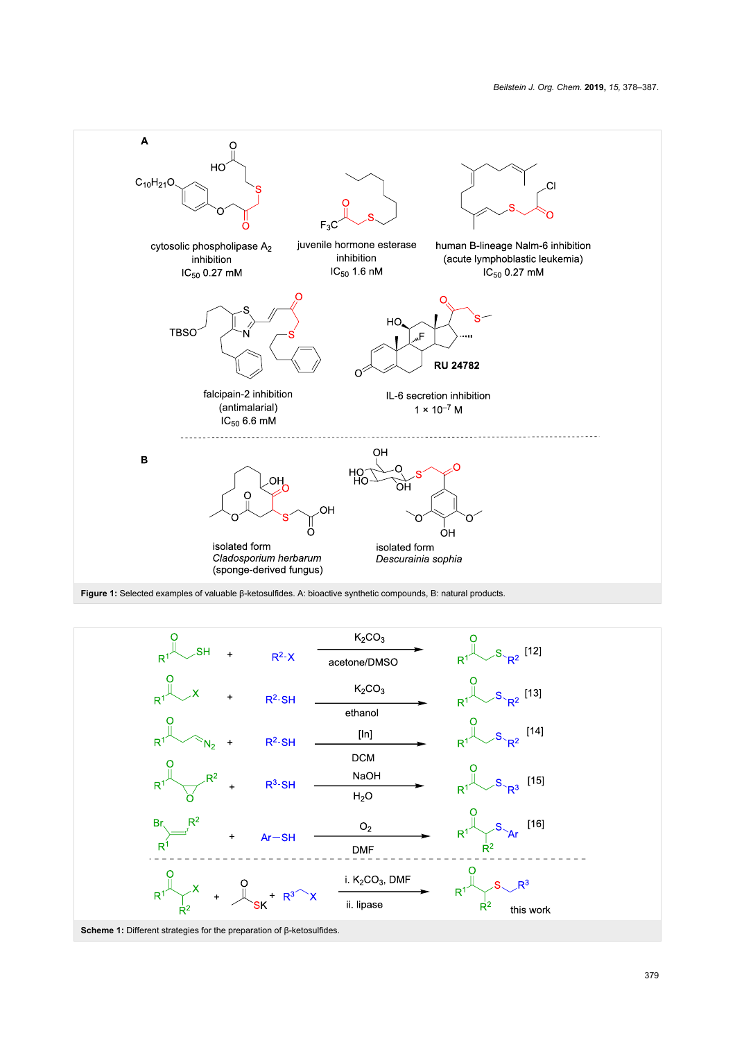**Figure 1:** Selected examples of valuable β-ketosulfides. A: bioactive synthetic compounds, B: natural products.

**Scheme 1:** Different strategies for the preparation of β-ketosulfides.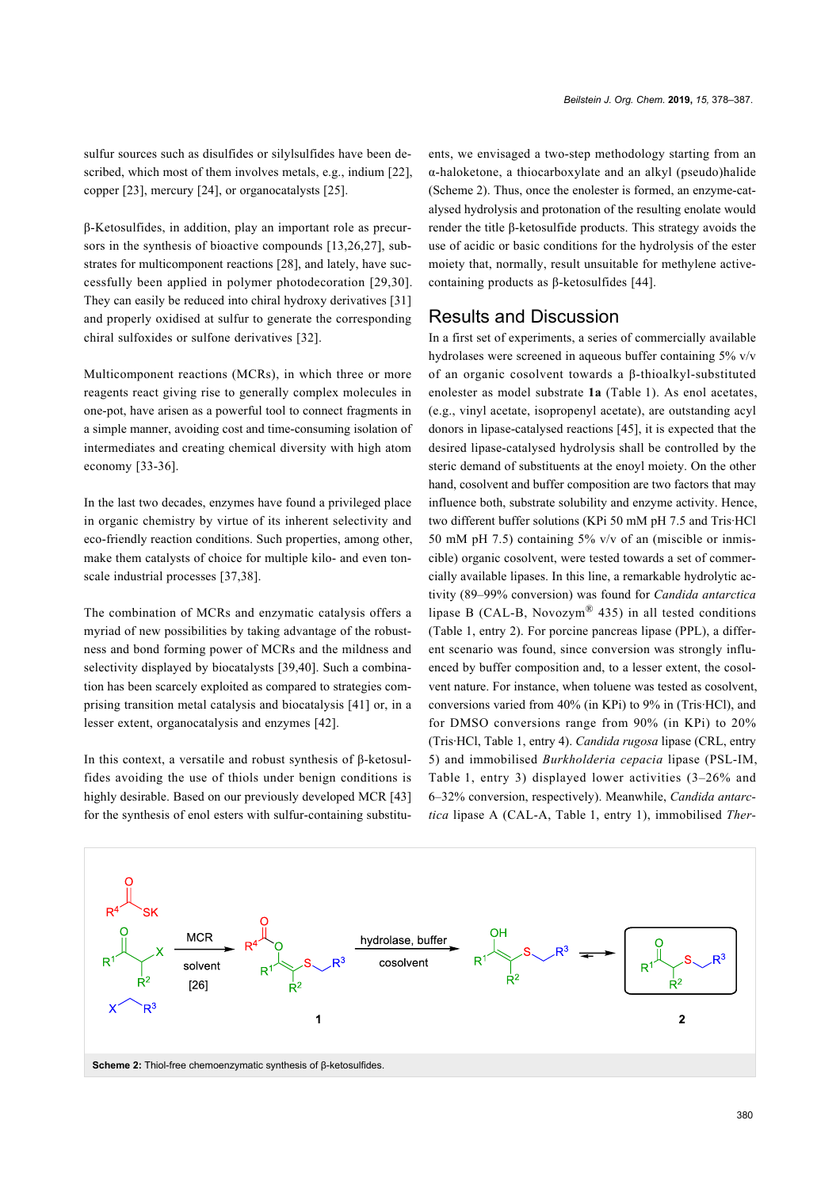sulfur sources such as disulfides or silylsulfides have been described, which most of them involves metals, e.g., indium [22], copper [23], mercury [24], or organocatalysts [25].

β-Ketosulfides, in addition, play an important role as precursors in the synthesis of bioactive compounds [13,26,27], substrates for multicomponent reactions [28], and lately, have successfully been applied in polymer photodecoration [29,30]. They can easily be reduced into chiral hydroxy derivatives [31] and properly oxidised at sulfur to generate the corresponding chiral sulfoxides or sulfone derivatives [32].

Multicomponent reactions (MCRs), in which three or more reagents react giving rise to generally complex molecules in one-pot, have arisen as a powerful tool to connect fragments in a simple manner, avoiding cost and time-consuming isolation of intermediates and creating chemical diversity with high atom economy [33-36].

In the last two decades, enzymes have found a privileged place in organic chemistry by virtue of its inherent selectivity and eco-friendly reaction conditions. Such properties, among other, make them catalysts of choice for multiple kilo- and even ton-scale industrial processes [37,38].

The combination of MCRs and enzymatic catalysis offers a myriad of new possibilities by taking advantage of the robustness and bond forming power of MCRs and the mildness and selectivity displayed by biocatalysts [39,40]. Such a combination has been scarcely exploited as compared to strategies comprising transition metal catalysis and biocatalysis [41] or, in a lesser extent, organocatalysis and enzymes [42].

In this context, a versatile and robust synthesis of β-ketosulfides avoiding the use of thiols under benign conditions is highly desirable. Based on our previously developed MCR [43] for the synthesis of enol esters with sulfur-containing substituents, we envisaged a two-step methodology starting from an α-haloketone, a thiocarboxylate and an alkyl (pseudo)halide (Scheme 2). Thus, once the enolester is formed, an enzyme-catalysed hydrolysis and protonation of the resulting enolate would render the title β-ketosulfide products. This strategy avoids the use of acidic or basic conditions for the hydrolysis of the ester moiety that, normally, result unsuitable for methylene active-containing products as β-ketosulfides [44].

## Results and Discussion

In a first set of experiments, a series of commercially available hydrolases were screened in aqueous buffer containing 5% v/v of an organic cosolvent towards a β-thioalkyl-substituted enolester as model substrate **1a** (Table 1). As enol acetates, (e.g., vinyl acetate, isopropenyl acetate), are outstanding acyl donors in lipase-catalysed reactions [45], it is expected that the desired lipase-catalysed hydrolysis shall be controlled by the steric demand of substituents at the enoyl moiety. On the other hand, cosolvent and buffer composition are two factors that may influence both, substrate solubility and enzyme activity. Hence, two different buffer solutions (KPi 50 mM pH 7.5 and Tris·HCl 50 mM pH 7.5) containing 5% v/v of an (miscible or inmiscible) organic cosolvent, were tested towards a set of commercially available lipases. In this line, a remarkable hydrolytic activity (89–99% conversion) was found for *Candida antarctica* lipase B (CAL-B, Novozym® 435) in all tested conditions (Table 1, entry 2). For porcine pancreas lipase (PPL), a different scenario was found, since conversion was strongly influenced by buffer composition and, to a lesser extent, the cosolvent nature. For instance, when toluene was tested as cosolvent, conversions varied from 40% (in KPi) to 9% in (Tris·HCl), and for DMSO conversions range from 90% (in KPi) to 20% (Tris·HCl, Table 1, entry 4). *Candida rugosa* lipase (CRL, entry 5) and immobilised *Burkholderia cepacia* lipase (PSL-IM, Table 1, entry 3) displayed lower activities (3–26% and 6–32% conversion, respectively). Meanwhile, *Candida antarctica* lipase A (CAL-A, Table 1, entry 1), immobilised *Ther-*

**Scheme 2:** Thiol-free chemoenzymatic synthesis of β-ketosulfides.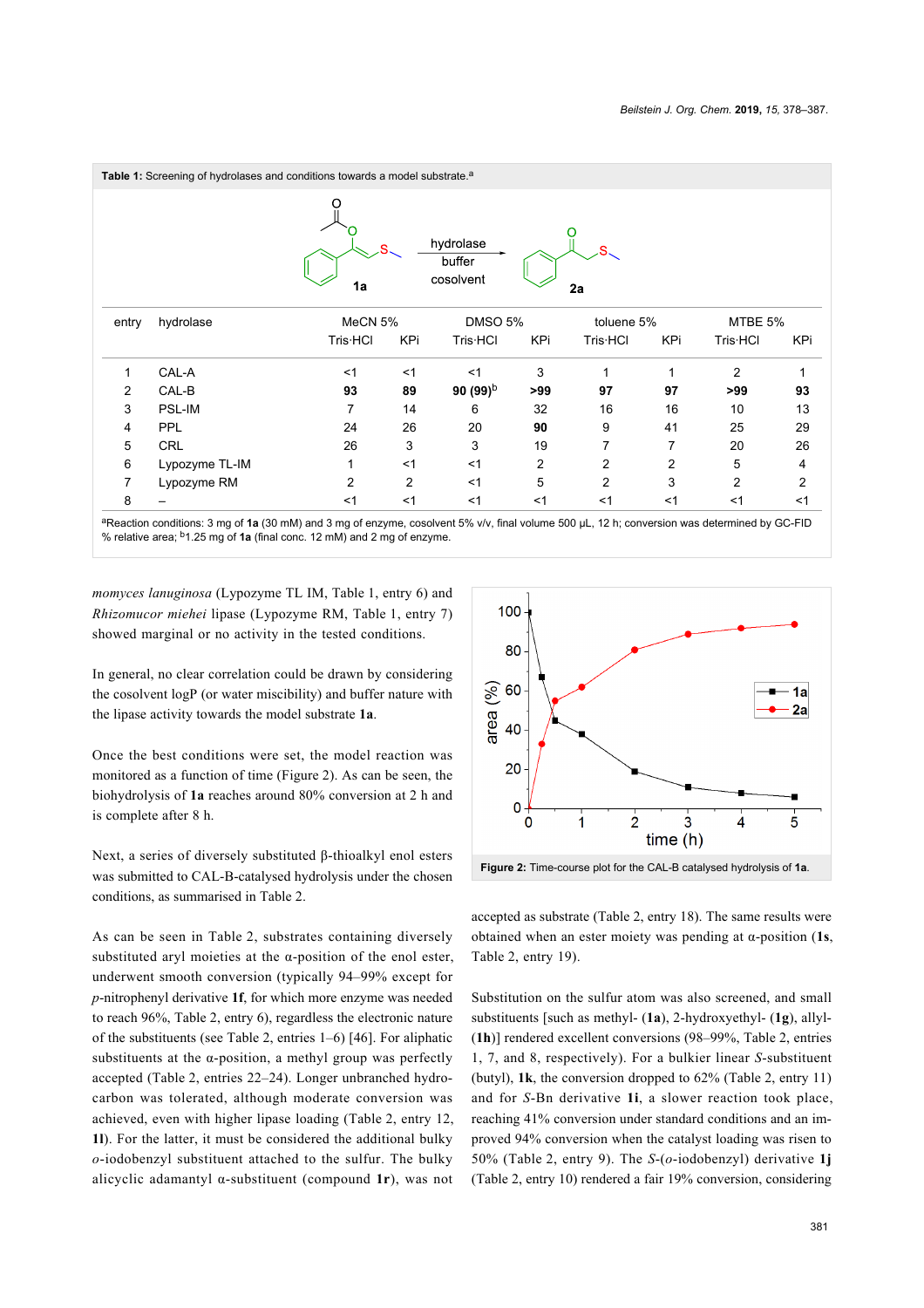**Table 1:** Screening of hydrolases and conditions towards a model substrate.[a]

| entry | hydrolase | MeCN 5% | | DMSO 5% | | toluene 5% | | MTBE 5% | |
|---|---|---|---|---|---|---|---|---|---|
| | | Tris·HCl | KPi | Tris·HCl | KPi | Tris·HCl | KPi | Tris·HCl | KPi |
| 1 | CAL-A | <1 | <1 | <1 | 3 | 1 | 1 | 2 | 1 |
| 2 | CAL-B | **93** | **89** | **90 (99)**[b] | **>99** | **97** | **97** | **>99** | **93** |
| 3 | PSL-IM | 7 | 14 | 6 | 32 | 16 | 16 | 10 | 13 |
| 4 | PPL | 24 | 26 | 20 | **90** | 9 | 41 | 25 | 29 |
| 5 | CRL | 26 | 3 | 3 | 19 | 7 | 7 | 20 | 26 |
| 6 | Lypozyme TL-IM | 1 | <1 | <1 | 2 | 2 | 2 | 5 | 4 |
| 7 | Lypozyme RM | 2 | 2 | <1 | 5 | 2 | 3 | 2 | 2 |
| 8 | – | <1 | <1 | <1 | <1 | <1 | <1 | <1 | <1 |

[a]Reaction conditions: 3 mg of **1a** (30 mM) and 3 mg of enzyme, cosolvent 5% v/v, final volume 500 µL, 12 h; conversion was determined by GC-FID % relative area; [b]1.25 mg of **1a** (final conc. 12 mM) and 2 mg of enzyme.

*momyces lanuginosa* (Lypozyme TL IM, Table 1, entry 6) and *Rhizomucor miehei* lipase (Lypozyme RM, Table 1, entry 7) showed marginal or no activity in the tested conditions.

In general, no clear correlation could be drawn by considering the cosolvent logP (or water miscibility) and buffer nature with the lipase activity towards the model substrate **1a**.

Once the best conditions were set, the model reaction was monitored as a function of time (Figure 2). As can be seen, the biohydrolysis of **1a** reaches around 80% conversion at 2 h and is complete after 8 h.

Next, a series of diversely substituted β-thioalkyl enol esters was submitted to CAL-B-catalysed hydrolysis under the chosen conditions, as summarised in Table 2.

As can be seen in Table 2, substrates containing diversely substituted aryl moieties at the α-position of the enol ester, underwent smooth conversion (typically 94–99% except for *p*-nitrophenyl derivative **1f**, for which more enzyme was needed to reach 96%, Table 2, entry 6), regardless the electronic nature of the substituents (see Table 2, entries 1–6) [46]. For aliphatic substituents at the α-position, a methyl group was perfectly accepted (Table 2, entries 22–24). Longer unbranched hydrocarbon was tolerated, although moderate conversion was achieved, even with higher lipase loading (Table 2, entry 12, **1l**). For the latter, it must be considered the additional bulky *o*-iodobenzyl substituent attached to the sulfur. The bulky alicyclic adamantyl α-substituent (compound **1r**), was not accepted as substrate (Table 2, entry 18). The same results were obtained when an ester moiety was pending at α-position (**1s**, Table 2, entry 19).

**Figure 2:** Time-course plot for the CAL-B catalysed hydrolysis of **1a**.

Substitution on the sulfur atom was also screened, and small substituents [such as methyl- (**1a**), 2-hydroxyethyl- (**1g**), allyl- (**1h**)] rendered excellent conversions (98–99%, Table 2, entries 1, 7, and 8, respectively). For a bulkier linear *S*-substituent (butyl), **1k**, the conversion dropped to 62% (Table 2, entry 11) and for *S*-Bn derivative **1i**, a slower reaction took place, reaching 41% conversion under standard conditions and an improved 94% conversion when the catalyst loading was risen to 50% (Table 2, entry 9). The *S*-(*o*-iodobenzyl) derivative **1j** (Table 2, entry 10) rendered a fair 19% conversion, considering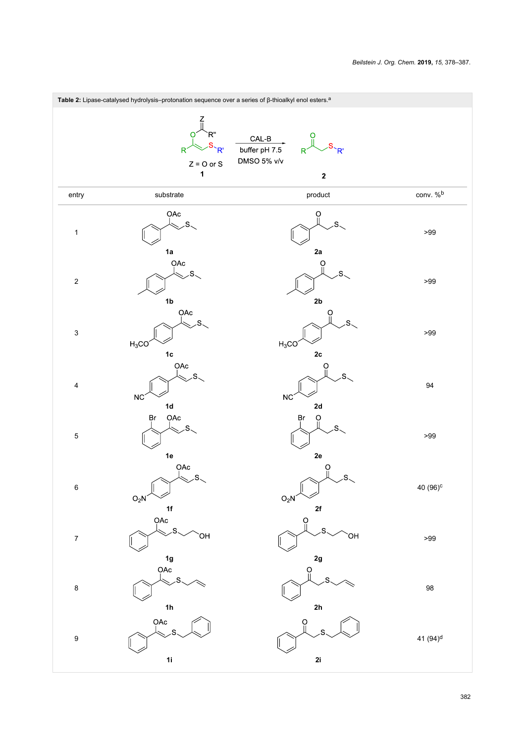**Table 2:** Lipase-catalysed hydrolysis–protonation sequence over a series of β-thioalkyl enol esters.[a]

Reaction scheme: **1** (Z = O or S) → CAL-B, buffer pH 7.5, DMSO 5% v/v → **2**

| entry | substrate | product | conv. %[b] |
|---|---|---|---|
| 1 | **1a** | **2a** | >99 |
| 2 | **1b** | **2b** | >99 |
| 3 | **1c** | **2c** | >99 |
| 4 | **1d** | **2d** | 94 |
| 5 | **1e** | **2e** | >99 |
| 6 | **1f** | **2f** | 40 (96)[c] |
| 7 | **1g** | **2g** | >99 |
| 8 | **1h** | **2h** | 98 |
| 9 | **1i** | **2i** | 41 (94)[d] |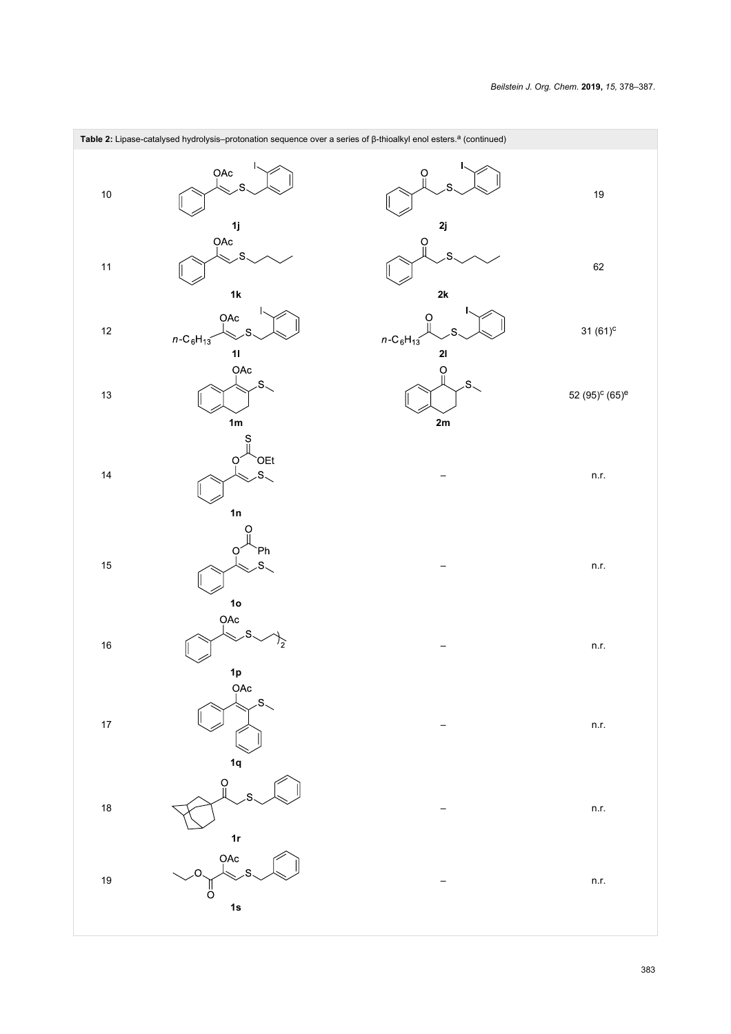**Table 2:** Lipase-catalysed hydrolysis–protonation sequence over a series of β-thioalkyl enol esters.[a] (continued)

| Entry | Substrate | Product | Yield |
|---|---|---|---|
| 10 | **1j** | **2j** | 19 |
| 11 | **1k** | **2k** | 62 |
| 12 | **1l** | **2l** | 31 (61)[c] |
| 13 | **1m** | **2m** | 52 (95)[c] (65)[e] |
| 14 | **1n** | – | n.r. |
| 15 | **1o** | – | n.r. |
| 16 | **1p** | – | n.r. |
| 17 | **1q** | – | n.r. |
| 18 | **1r** | – | n.r. |
| 19 | **1s** | – | n.r. |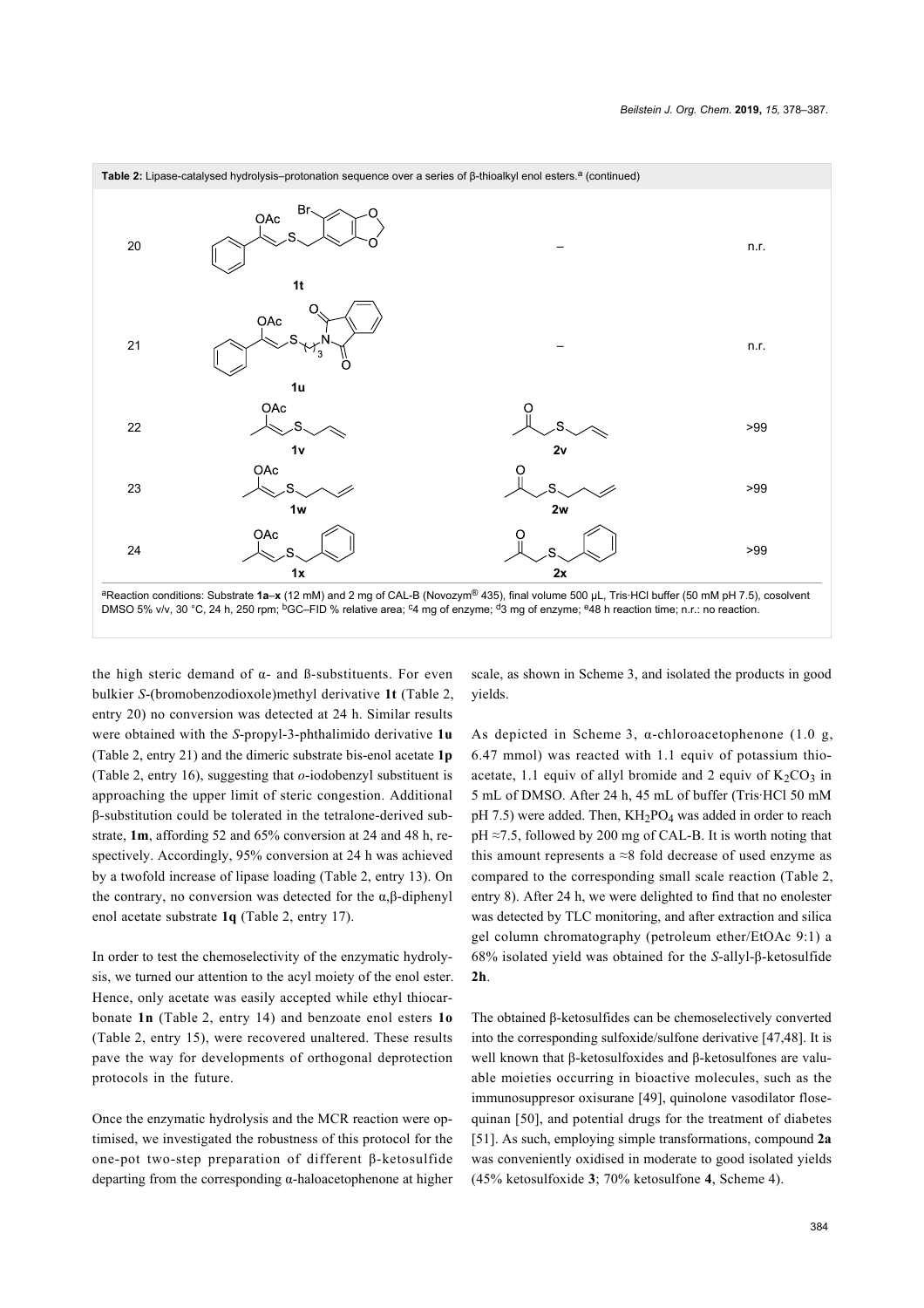**Table 2:** Lipase-catalysed hydrolysis–protonation sequence over a series of β-thioalkyl enol esters.[a] (continued)

| Entry | Substrate | Product | Conversion (%)[b] |
|---|---|---|---|
| 20 | **1t** | – | n.r. |
| 21 | **1u** | – | n.r. |
| 22 | **1v** | **2v** | >99 |
| 23 | **1w** | **2w** | >99 |
| 24 | **1x** | **2x** | >99 |

[a]Reaction conditions: Substrate **1a–x** (12 mM) and 2 mg of CAL-B (Novozym® 435), final volume 500 µL, Tris·HCl buffer (50 mM pH 7.5), cosolvent DMSO 5% v/v, 30 °C, 24 h, 250 rpm; [b]GC–FID % relative area; [c]4 mg of enzyme; [d]3 mg of enzyme; [e]48 h reaction time; n.r.: no reaction.

the high steric demand of α- and ß-substituents. For even bulkier *S*-(bromobenzodioxole)methyl derivative **1t** (Table 2, entry 20) no conversion was detected at 24 h. Similar results were obtained with the *S*-propyl-3-phthalimido derivative **1u** (Table 2, entry 21) and the dimeric substrate bis-enol acetate **1p** (Table 2, entry 16), suggesting that *o*-iodobenzyl substituent is approaching the upper limit of steric congestion. Additional β-substitution could be tolerated in the tetralone-derived substrate, **1m**, affording 52 and 65% conversion at 24 and 48 h, respectively. Accordingly, 95% conversion at 24 h was achieved by a twofold increase of lipase loading (Table 2, entry 13). On the contrary, no conversion was detected for the α,β-diphenyl enol acetate substrate **1q** (Table 2, entry 17).

In order to test the chemoselectivity of the enzymatic hydrolysis, we turned our attention to the acyl moiety of the enol ester. Hence, only acetate was easily accepted while ethyl thiocarbonate **1n** (Table 2, entry 14) and benzoate enol esters **1o** (Table 2, entry 15), were recovered unaltered. These results pave the way for developments of orthogonal deprotection protocols in the future.

Once the enzymatic hydrolysis and the MCR reaction were optimised, we investigated the robustness of this protocol for the one-pot two-step preparation of different β-ketosulfide departing from the corresponding α-haloacetophenone at higher scale, as shown in Scheme 3, and isolated the products in good yields.

As depicted in Scheme 3, α-chloroacetophenone (1.0 g, 6.47 mmol) was reacted with 1.1 equiv of potassium thioacetate, 1.1 equiv of allyl bromide and 2 equiv of $K_2CO_3$ in 5 mL of DMSO. After 24 h, 45 mL of buffer (Tris·HCl 50 mM pH 7.5) were added. Then, $KH_2PO_4$ was added in order to reach pH ≈7.5, followed by 200 mg of CAL-B. It is worth noting that this amount represents a ≈8 fold decrease of used enzyme as compared to the corresponding small scale reaction (Table 2, entry 8). After 24 h, we were delighted to find that no enolester was detected by TLC monitoring, and after extraction and silica gel column chromatography (petroleum ether/EtOAc 9:1) a 68% isolated yield was obtained for the *S*-allyl-β-ketosulfide **2h**.

The obtained β-ketosulfides can be chemoselectively converted into the corresponding sulfoxide/sulfone derivative [47,48]. It is well known that β-ketosulfoxides and β-ketosulfones are valuable moieties occurring in bioactive molecules, such as the immunosuppresor oxisurane [49], quinolone vasodilator flosequinan [50], and potential drugs for the treatment of diabetes [51]. As such, employing simple transformations, compound **2a** was conveniently oxidised in moderate to good isolated yields (45% ketosulfoxide **3**; 70% ketosulfone **4**, Scheme 4).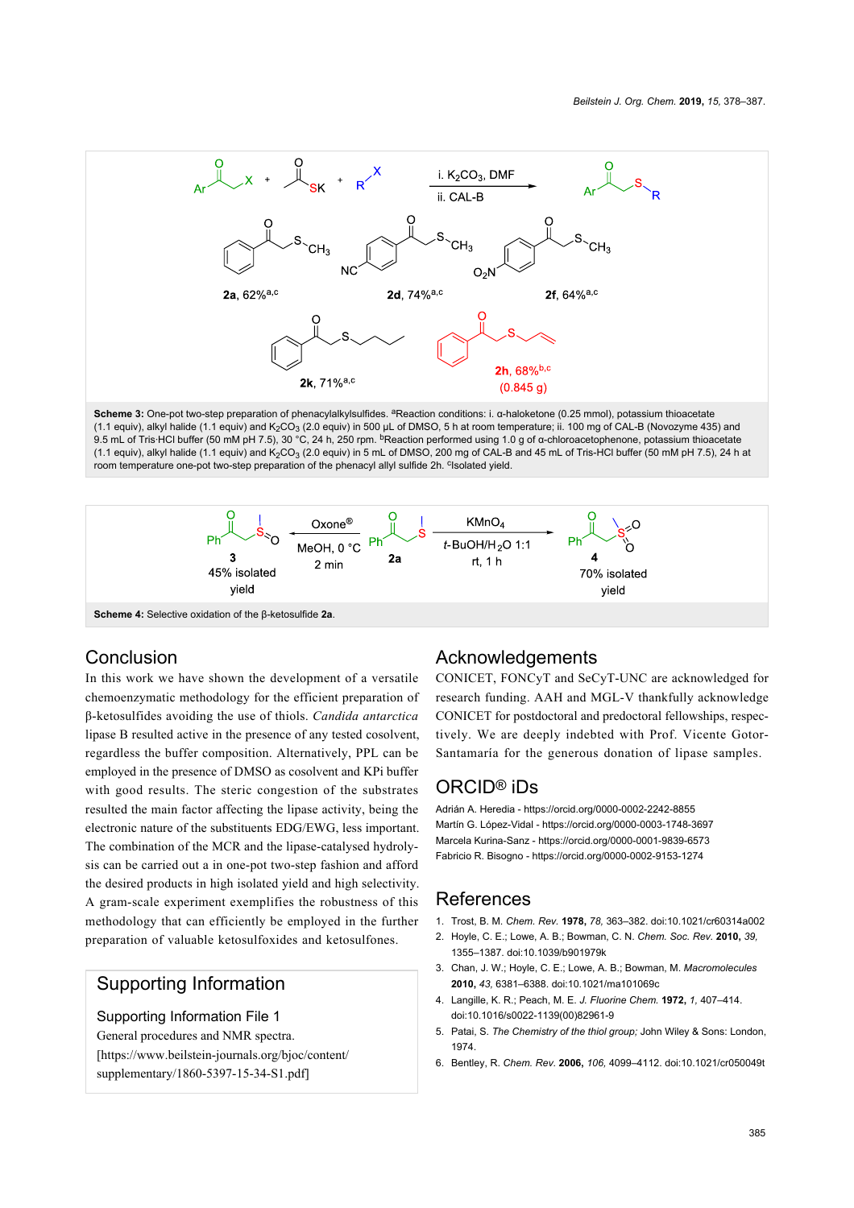**Scheme 3:** One-pot two-step preparation of phenacylalkylsulfides. [a]Reaction conditions: i. α-haloketone (0.25 mmol), potassium thioacetate (1.1 equiv), alkyl halide (1.1 equiv) and $K_2CO_3$ (2.0 equiv) in 500 µL of DMSO, 5 h at room temperature; ii. 100 mg of CAL-B (Novozyme 435) and 9.5 mL of Tris·HCl buffer (50 mM pH 7.5), 30 °C, 24 h, 250 rpm. [b]Reaction performed using 1.0 g of α-chloroacetophenone, potassium thioacetate (1.1 equiv), alkyl halide (1.1 equiv) and $K_2CO_3$ (2.0 equiv) in 5 mL of DMSO, 200 mg of CAL-B and 45 mL of Tris-HCl buffer (50 mM pH 7.5), 24 h at room temperature one-pot two-step preparation of the phenacyl allyl sulfide 2h. [c]Isolated yield.

**Scheme 4:** Selective oxidation of the β-ketosulfide **2a**.

## Conclusion

In this work we have shown the development of a versatile chemoenzymatic methodology for the efficient preparation of β-ketosulfides avoiding the use of thiols. *Candida antarctica* lipase B resulted active in the presence of any tested cosolvent, regardless the buffer composition. Alternatively, PPL can be employed in the presence of DMSO as cosolvent and KPi buffer with good results. The steric congestion of the substrates resulted the main factor affecting the lipase activity, being the electronic nature of the substituents EDG/EWG, less important. The combination of the MCR and the lipase-catalysed hydrolysis can be carried out a in one-pot two-step fashion and afford the desired products in high isolated yield and high selectivity. A gram-scale experiment exemplifies the robustness of this methodology that can efficiently be employed in the further preparation of valuable ketosulfoxides and ketosulfones.

## Supporting Information

### Supporting Information File 1

General procedures and NMR spectra.
[https://www.beilstein-journals.org/bjoc/content/supplementary/1860-5397-15-34-S1.pdf]

## Acknowledgements

CONICET, FONCyT and SeCyT-UNC are acknowledged for research funding. AAH and MGL-V thankfully acknowledge CONICET for postdoctoral and predoctoral fellowships, respectively. We are deeply indebted with Prof. Vicente Gotor-Santamaría for the generous donation of lipase samples.

## ORCID® iDs

Adrián A. Heredia - https://orcid.org/0000-0002-2242-8855
Martín G. López-Vidal - https://orcid.org/0000-0003-1748-3697
Marcela Kurina-Sanz - https://orcid.org/0000-0001-9839-6573
Fabricio R. Bisogno - https://orcid.org/0000-0002-9153-1274

## References

1. Trost, B. M. *Chem. Rev.* **1978,** *78,* 363–382. doi:10.1021/cr60314a002
2. Hoyle, C. E.; Lowe, A. B.; Bowman, C. N. *Chem. Soc. Rev.* **2010,** *39,* 1355–1387. doi:10.1039/b901979k
3. Chan, J. W.; Hoyle, C. E.; Lowe, A. B.; Bowman, M. *Macromolecules* **2010,** *43,* 6381–6388. doi:10.1021/ma101069c
4. Langille, K. R.; Peach, M. E. *J. Fluorine Chem.* **1972,** *1,* 407–414. doi:10.1016/s0022-1139(00)82961-9
5. Patai, S. *The Chemistry of the thiol group;* John Wiley & Sons: London, 1974.
6. Bentley, R. *Chem. Rev.* **2006,** *106,* 4099–4112. doi:10.1021/cr050049t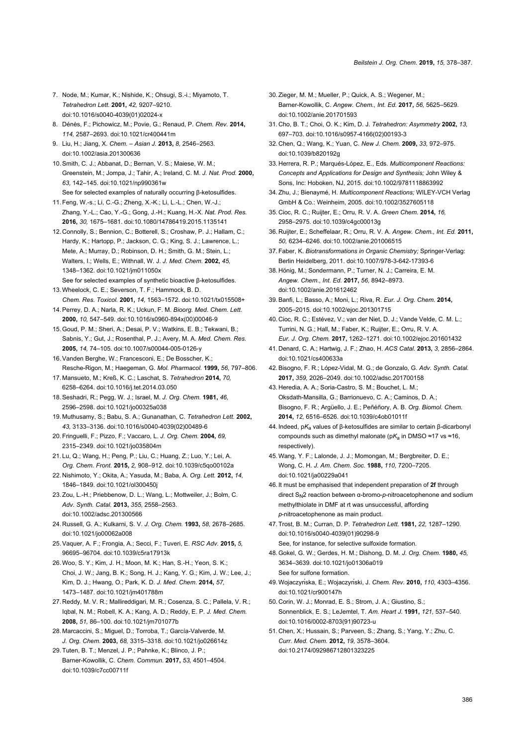7. Node, M.; Kumar, K.; Nishide, K.; Ohsugi, S.-i.; Miyamoto, T. *Tetrahedron Lett.* **2001,** *42,* 9207–9210. doi:10.1016/s0040-4039(01)02024-x
8. Dénès, F.; Pichowicz, M.; Povie, G.; Renaud, P. *Chem. Rev.* **2014,** *114,* 2587–2693. doi:10.1021/cr400441m
9. Liu, H.; Jiang, X. *Chem. – Asian J.* **2013,** *8,* 2546–2563. doi:10.1002/asia.201300636
10. Smith, C. J.; Abbanat, D.; Bernan, V. S.; Maiese, W. M.; Greenstein, M.; Jompa, J.; Tahir, A.; Ireland, C. M. *J. Nat. Prod.* **2000,** *63,* 142–145. doi:10.1021/np990361w
    See for selected examples of naturally occurring β-ketosulfides.
11. Feng, W.-s.; Li, C.-G.; Zheng, X.-K.; Li, L.-L.; Chen, W.-J.; Zhang, Y.-L.; Cao, Y.-G.; Gong, J.-H.; Kuang, H.-X. *Nat. Prod. Res.* **2016,** *30,* 1675–1681. doi:10.1080/14786419.2015.1135141
12. Connolly, S.; Bennion, C.; Botterell, S.; Croshaw, P. J.; Hallam, C.; Hardy, K.; Hartopp, P.; Jackson, C. G.; King, S. J.; Lawrence, L.; Mete, A.; Murray, D.; Robinson, D. H.; Smith, G. M.; Stein, L.; Walters, I.; Wells, E.; Withnall, W. J. *J. Med. Chem.* **2002,** *45,* 1348–1362. doi:10.1021/jm011050x
    See for selected examples of synthetic bioactive β-ketosulfides.
13. Wheelock, C. E.; Severson, T. F.; Hammock, B. D. *Chem. Res. Toxicol.* **2001,** *14,* 1563–1572. doi:10.1021/tx015508+
14. Perrey, D. A.; Narla, R. K.; Uckun, F. M. *Bioorg. Med. Chem. Lett.* **2000,** *10,* 547–549. doi:10.1016/s0960-894x(00)00046-9
15. Goud, P. M.; Sheri, A.; Desai, P. V.; Watkins, E. B.; Tekwani, B.; Sabnis, Y.; Gut, J.; Rosenthal, P. J.; Avery, M. A. *Med. Chem. Res.* **2005,** *14,* 74–105. doi:10.1007/s00044-005-0126-y
16. Vanden Berghe, W.; Francesconi, E.; De Bosscher, K.; Resche-Rigon, M.; Haegeman, G. *Mol. Pharmacol.* **1999,** *56,* 797–806.
17. Mansueto, M.; Kreß, K. C.; Laschat, S. *Tetrahedron* **2014,** *70,* 6258–6264. doi:10.1016/j.tet.2014.03.050
18. Seshadri, R.; Pegg, W. J.; Israel, M. *J. Org. Chem.* **1981,** *46,* 2596–2598. doi:10.1021/jo00325a038
19. Muthusamy, S.; Babu, S. A.; Gunanathan, C. *Tetrahedron Lett.* **2002,** *43,* 3133–3136. doi:10.1016/s0040-4039(02)00489-6
20. Fringuelli, F.; Pizzo, F.; Vaccaro, L. *J. Org. Chem.* **2004,** *69,* 2315–2349. doi:10.1021/jo035804m
21. Lu, Q.; Wang, H.; Peng, P.; Liu, C.; Huang, Z.; Luo, Y.; Lei, A. *Org. Chem. Front.* **2015,** *2,* 908–912. doi:10.1039/c5qo00102a
22. Nishimoto, Y.; Okita, A.; Yasuda, M.; Baba, A. *Org. Lett.* **2012,** *14,* 1846–1849. doi:10.1021/ol300450j
23. Zou, L.-H.; Priebbenow, D. L.; Wang, L.; Mottweiler, J.; Bolm, C. *Adv. Synth. Catal.* **2013,** *355,* 2558–2563. doi:10.1002/adsc.201300566
24. Russell, G. A.; Kulkarni, S. V. *J. Org. Chem.* **1993,** *58,* 2678–2685. doi:10.1021/jo00062a008
25. Vaquer, A. F.; Frongia, A.; Secci, F.; Tuveri, E. *RSC Adv.* **2015,** *5,* 96695–96704. doi:10.1039/c5ra17913k
26. Woo, S. Y.; Kim, J. H.; Moon, M. K.; Han, S.-H.; Yeon, S. K.; Choi, J. W.; Jang, B. K.; Song, H. J.; Kang, Y. G.; Kim, J. W.; Lee, J.; Kim, D. J.; Hwang, O.; Park, K. D. *J. Med. Chem.* **2014,** *57,* 1473–1487. doi:10.1021/jm401788m
27. Reddy, M. V. R.; Mallireddigari, M. R.; Cosenza, S. C.; Pallela, V. R.; Iqbal, N. M.; Robell, K. A.; Kang, A. D.; Reddy, E. P. *J. Med. Chem.* **2008,** *51,* 86–100. doi:10.1021/jm701077b
28. Marcaccini, S.; Miguel, D.; Torroba, T.; García-Valverde, M. *J. Org. Chem.* **2003,** *68,* 3315–3318. doi:10.1021/jo026614z
29. Tuten, B. T.; Menzel, J. P.; Pahnke, K.; Blinco, J. P.; Barner-Kowollik, C. *Chem. Commun.* **2017,** *53,* 4501–4504. doi:10.1039/c7cc00711f
30. Zieger, M. M.; Mueller, P.; Quick, A. S.; Wegener, M.; Barner-Kowollik, C. *Angew. Chem., Int. Ed.* **2017,** *56,* 5625–5629. doi:10.1002/anie.201701593
31. Cho, B. T.; Choi, O. K.; Kim, D. J. *Tetrahedron: Asymmetry* **2002,** *13,* 697–703. doi:10.1016/s0957-4166(02)00193-3
32. Chen, Q.; Wang, K.; Yuan, C. *New J. Chem.* **2009,** *33,* 972–975. doi:10.1039/b820192g
33. Herrera, R. P.; Marqués-López, E., Eds. *Multicomponent Reactions: Concepts and Applications for Design and Synthesis;* John Wiley & Sons, Inc: Hoboken, NJ, 2015. doi:10.1002/9781118863992
34. Zhu, J.; Bienaymé, H. *Multicomponent Reactions;* WILEY-VCH Verlag GmbH & Co.: Weinheim, 2005. doi:10.1002/3527605118
35. Cioc, R. C.; Ruijter, E.; Orru, R. V. A. *Green Chem.* **2014,** *16,* 2958–2975. doi:10.1039/c4gc00013g
36. Ruijter, E.; Scheffelaar, R.; Orru, R. V. A. *Angew. Chem., Int. Ed.* **2011,** *50,* 6234–6246. doi:10.1002/anie.201006515
37. Faber, K. *Biotransformations in Organic Chemistry;* Springer-Verlag: Berlin Heidelberg, 2011. doi:10.1007/978-3-642-17393-6
38. Hönig, M.; Sondermann, P.; Turner, N. J.; Carreira, E. M. *Angew. Chem., Int. Ed.* **2017,** *56,* 8942–8973. doi:10.1002/anie.201612462
39. Banfi, L.; Basso, A.; Moni, L.; Riva, R. *Eur. J. Org. Chem.* **2014,** 2005–2015. doi:10.1002/ejoc.201301715
40. Cioc, R. C.; Estévez, V.; van der Niet, D. J.; Vande Velde, C. M. L.; Turrini, N. G.; Hall, M.; Faber, K.; Ruijter, E.; Orru, R. V. A. *Eur. J. Org. Chem.* **2017,** 1262–1271. doi:10.1002/ejoc.201601432
41. Denard, C. A.; Hartwig, J. F.; Zhao, H. *ACS Catal.* **2013,** *3,* 2856–2864. doi:10.1021/cs400633a
42. Bisogno, F. R.; López-Vidal, M. G.; de Gonzalo, G. *Adv. Synth. Catal.* **2017,** *359,* 2026–2049. doi:10.1002/adsc.201700158
43. Heredia, A. A.; Soria-Castro, S. M.; Bouchet, L. M.; Oksdath-Mansilla, G.; Barrionuevo, C. A.; Caminos, D. A.; Bisogno, F. R.; Argüello, J. E.; Peñéñory, A. B. *Org. Biomol. Chem.* **2014,** *12,* 6516–6526. doi:10.1039/c4ob01011f
44. Indeed, p$K_a$ values of β-ketosulfides are similar to certain β-dicarbonyl compounds such as dimethyl malonate (p$K_a$ in DMSO ≈17 vs ≈16, respectively).
45. Wang, Y. F.; Lalonde, J. J.; Momongan, M.; Bergbreiter, D. E.; Wong, C. H. *J. Am. Chem. Soc.* **1988,** *110,* 7200–7205. doi:10.1021/ja00229a041
46. It must be emphasised that independent preparation of **2f** through direct $S_N2$ reaction between α-bromo-*p*-nitroacetophenone and sodium methylthiolate in DMF at rt was unsuccessful, affording *p*-nitroacetophenone as main product.
47. Trost, B. M.; Curran, D. P. *Tetrahedron Lett.* **1981,** *22,* 1287–1290. doi:10.1016/s0040-4039(01)90298-9
    See, for instance, for selective sulfoxide formation.
48. Gokel, G. W.; Gerdes, H. M.; Dishong, D. M. *J. Org. Chem.* **1980,** *45,* 3634–3639. doi:10.1021/jo01306a019
    See for sulfone formation.
49. Wojaczyńska, E.; Wojaczyński, J. *Chem. Rev.* **2010,** *110,* 4303–4356. doi:10.1021/cr900147h
50. Corin, W. J.; Monrad, E. S.; Strom, J. A.; Giustino, S.; Sonnenblick, E. S.; LeJemtel, T. *Am. Heart J.* **1991,** *121,* 537–540. doi:10.1016/0002-8703(91)90723-u
51. Chen, X.; Hussain, S.; Parveen, S.; Zhang, S.; Yang, Y.; Zhu, C. *Curr. Med. Chem.* **2012,** *19,* 3578–3604. doi:10.2174/092986712801323225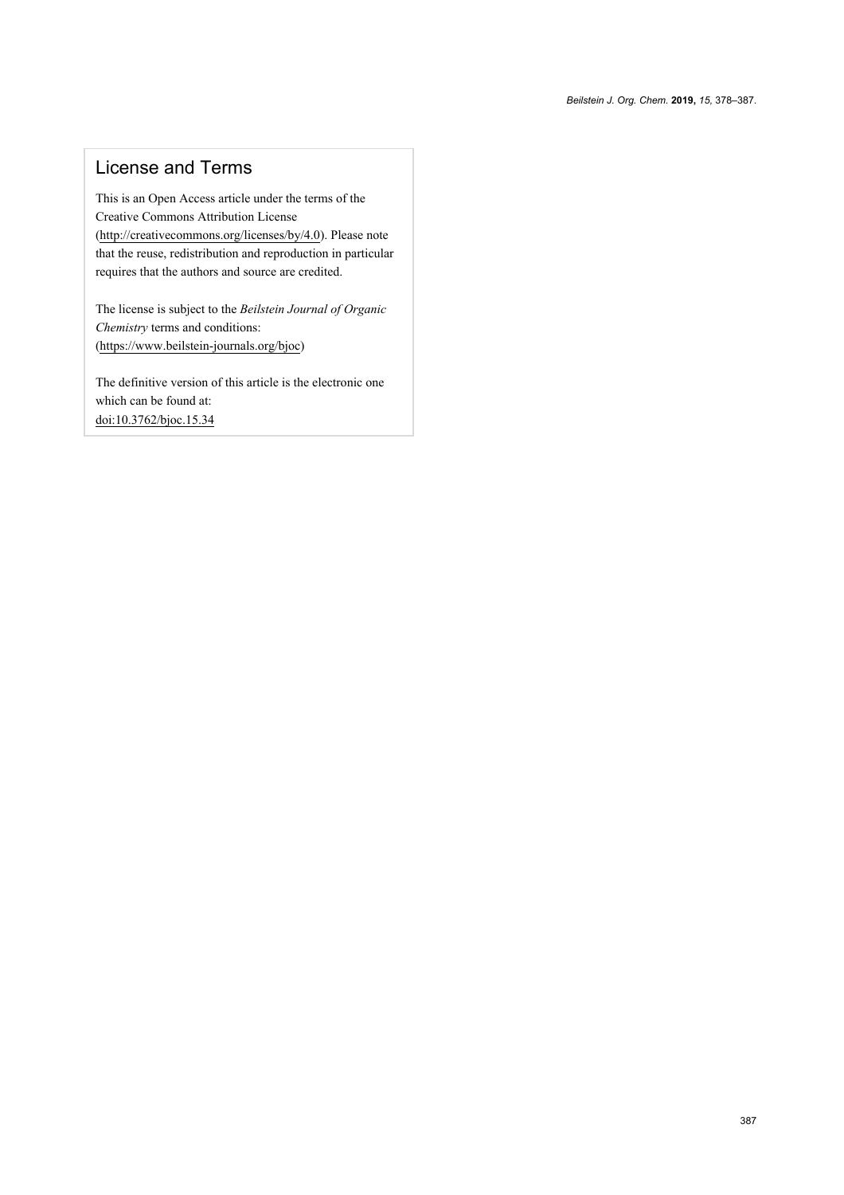## License and Terms

This is an Open Access article under the terms of the Creative Commons Attribution License (http://creativecommons.org/licenses/by/4.0). Please note that the reuse, redistribution and reproduction in particular requires that the authors and source are credited.

The license is subject to the *Beilstein Journal of Organic Chemistry* terms and conditions: (https://www.beilstein-journals.org/bjoc)

The definitive version of this article is the electronic one which can be found at:
doi:10.3762/bjoc.15.34